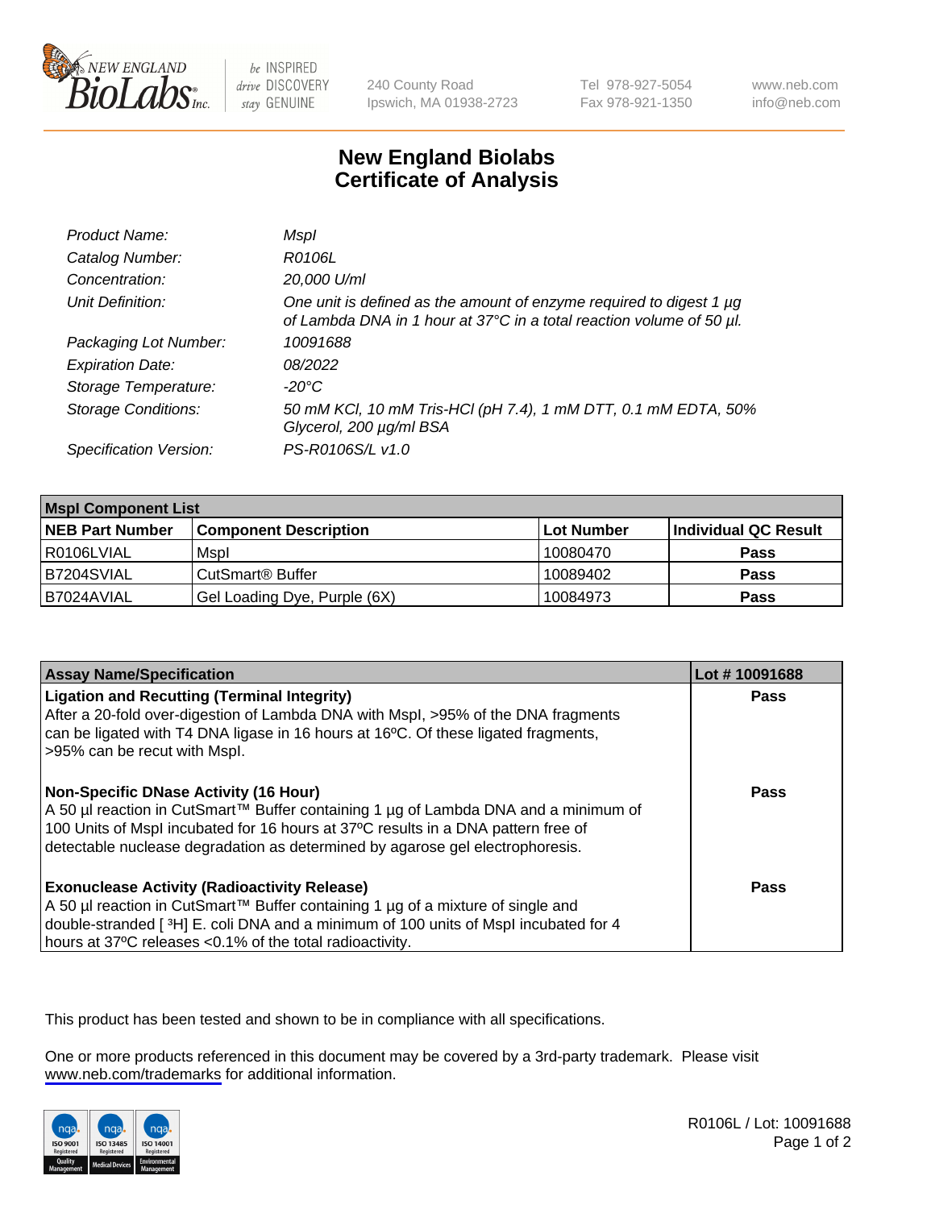# New England Biolabs
# Certificate of Analysis

| | |
|---|---|
| *Product Name:* | *MspI* |
| *Catalog Number:* | *R0106L* |
| *Concentration:* | *20,000 U/ml* |
| *Unit Definition:* | *One unit is defined as the amount of enzyme required to digest 1 µg of Lambda DNA in 1 hour at 37°C in a total reaction volume of 50 µl.* |
| *Packaging Lot Number:* | *10091688* |
| *Expiration Date:* | *08/2022* |
| *Storage Temperature:* | *-20°C* |
| *Storage Conditions:* | *50 mM KCl, 10 mM Tris-HCl (pH 7.4), 1 mM DTT, 0.1 mM EDTA, 50% Glycerol, 200 µg/ml BSA* |
| *Specification Version:* | *PS-R0106S/L v1.0* |

| **MspI Component List** | | | |
|---|---|---|---|
| **NEB Part Number** | **Component Description** | **Lot Number** | **Individual QC Result** |
| R0106LVIAL | MspI | 10080470 | **Pass** |
| B7204SVIAL | CutSmart® Buffer | 10089402 | **Pass** |
| B7024AVIAL | Gel Loading Dye, Purple (6X) | 10084973 | **Pass** |

| **Assay Name/Specification** | **Lot # 10091688** |
|---|---|
| **Ligation and Recutting (Terminal Integrity)** After a 20-fold over-digestion of Lambda DNA with MspI, >95% of the DNA fragments can be ligated with T4 DNA ligase in 16 hours at 16ºC. Of these ligated fragments, >95% can be recut with MspI. | **Pass** |
| **Non-Specific DNase Activity (16 Hour)** A 50 µl reaction in CutSmart™ Buffer containing 1 µg of Lambda DNA and a minimum of 100 Units of MspI incubated for 16 hours at 37ºC results in a DNA pattern free of detectable nuclease degradation as determined by agarose gel electrophoresis. | **Pass** |
| **Exonuclease Activity (Radioactivity Release)** A 50 µl reaction in CutSmart™ Buffer containing 1 µg of a mixture of single and double-stranded [ $^{3}$H] E. coli DNA and a minimum of 100 units of MspI incubated for 4 hours at 37ºC releases <0.1% of the total radioactivity. | **Pass** |

This product has been tested and shown to be in compliance with all specifications.

One or more products referenced in this document may be covered by a 3rd-party trademark. Please visit www.neb.com/trademarks for additional information.

R0106L / Lot: 10091688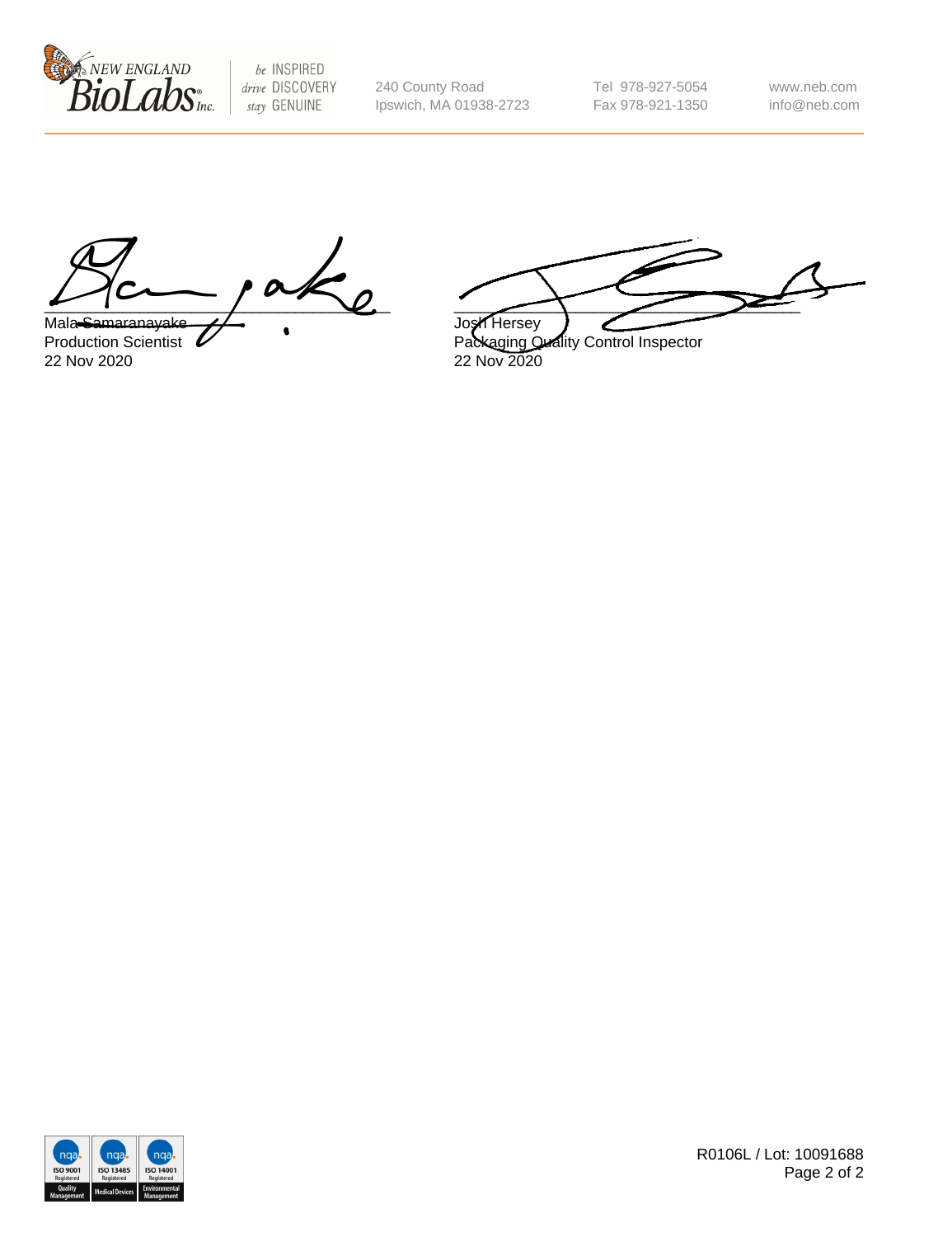Mala Samaranayake
Production Scientist
22 Nov 2020

Josh Hersey
Packaging Quality Control Inspector
22 Nov 2020

R0106L / Lot: 10091688